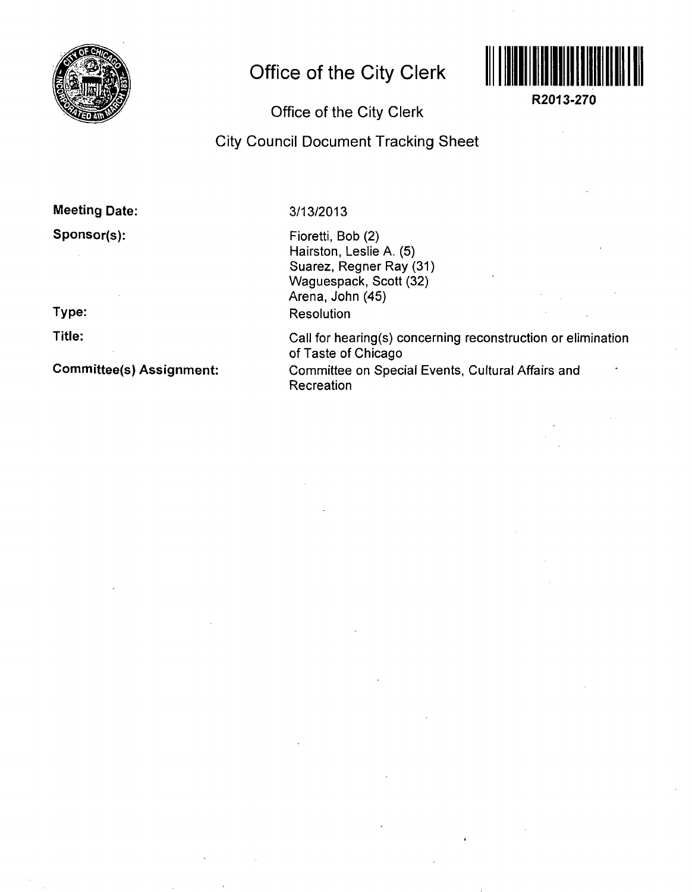# Office of the City Clerk

**R2013-270**

## Office of the City Clerk

## City Council Document Tracking Sheet

**Meeting Date:** 3/13/2013

**Sponsor(s):**
Fioretti, Bob (2)
Hairston, Leslie A. (5)
Suarez, Regner Ray (31)
Waguespack, Scott (32)
Arena, John (45)

**Type:** Resolution

**Title:** Call for hearing(s) concerning reconstruction or elimination of Taste of Chicago

**Committee(s) Assignment:** Committee on Special Events, Cultural Affairs and Recreation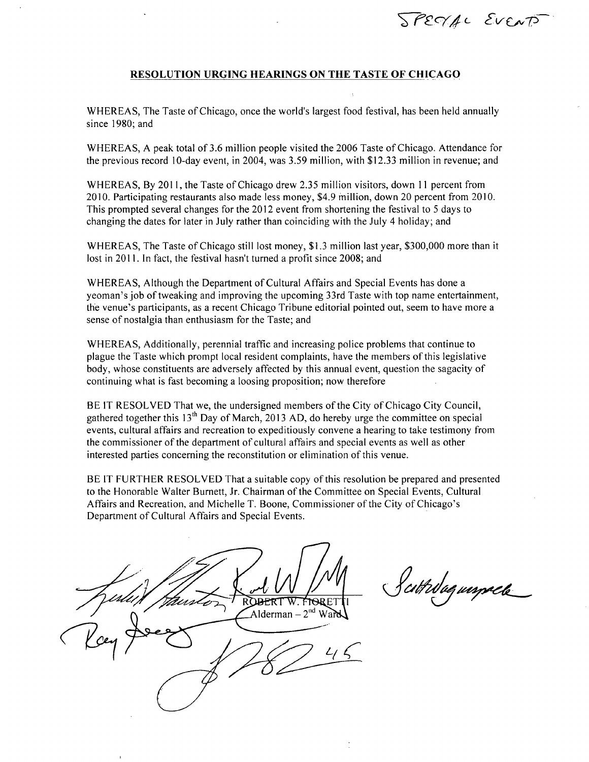SPECIAL EVENT

## RESOLUTION URGING HEARINGS ON THE TASTE OF CHICAGO

WHEREAS, The Taste of Chicago, once the world's largest food festival, has been held annually since 1980; and

WHEREAS, A peak total of 3.6 million people visited the 2006 Taste of Chicago. Attendance for the previous record 10-day event, in 2004, was 3.59 million, with $12.33 million in revenue; and

WHEREAS, By 2011, the Taste of Chicago drew 2.35 million visitors, down 11 percent from 2010. Participating restaurants also made less money, $4.9 million, down 20 percent from 2010. This prompted several changes for the 2012 event from shortening the festival to 5 days to changing the dates for later in July rather than coinciding with the July 4 holiday; and

WHEREAS, The Taste of Chicago still lost money, $1.3 million last year, $300,000 more than it lost in 2011. In fact, the festival hasn't turned a profit since 2008; and

WHEREAS, Although the Department of Cultural Affairs and Special Events has done a yeoman's job of tweaking and improving the upcoming 33rd Taste with top name entertainment, the venue's participants, as a recent Chicago Tribune editorial pointed out, seem to have more a sense of nostalgia than enthusiasm for the Taste; and

WHEREAS, Additionally, perennial traffic and increasing police problems that continue to plague the Taste which prompt local resident complaints, have the members of this legislative body, whose constituents are adversely affected by this annual event, question the sagacity of continuing what is fast becoming a loosing proposition; now therefore

BE IT RESOLVED That we, the undersigned members of the City of Chicago City Council, gathered together this 13th Day of March, 2013 AD, do hereby urge the committee on special events, cultural affairs and recreation to expeditiously convene a hearing to take testimony from the commissioner of the department of cultural affairs and special events as well as other interested parties concerning the reconstitution or elimination of this venue.

BE IT FURTHER RESOLVED That a suitable copy of this resolution be prepared and presented to the Honorable Walter Burnett, Jr. Chairman of the Committee on Special Events, Cultural Affairs and Recreation, and Michelle T. Boone, Commissioner of the City of Chicago's Department of Cultural Affairs and Special Events.

ROBERT W. FIORETTI
Alderman – 2nd Ward